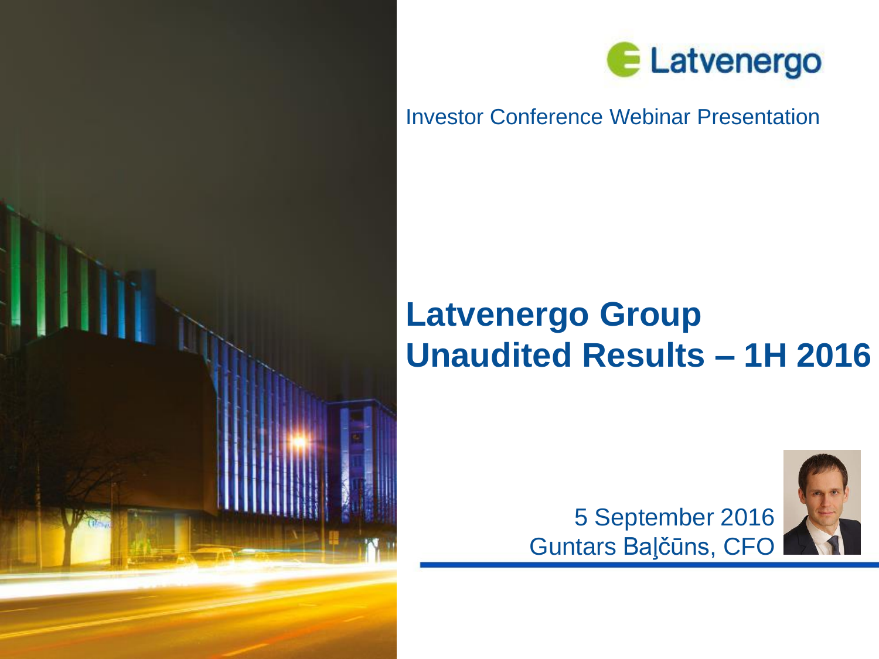Latvenergo

Investor Conference Webinar Presentation

# Latvenergo Group Unaudited Results – 1H 2016

5 September 2016

Guntars Baļčūns, CFO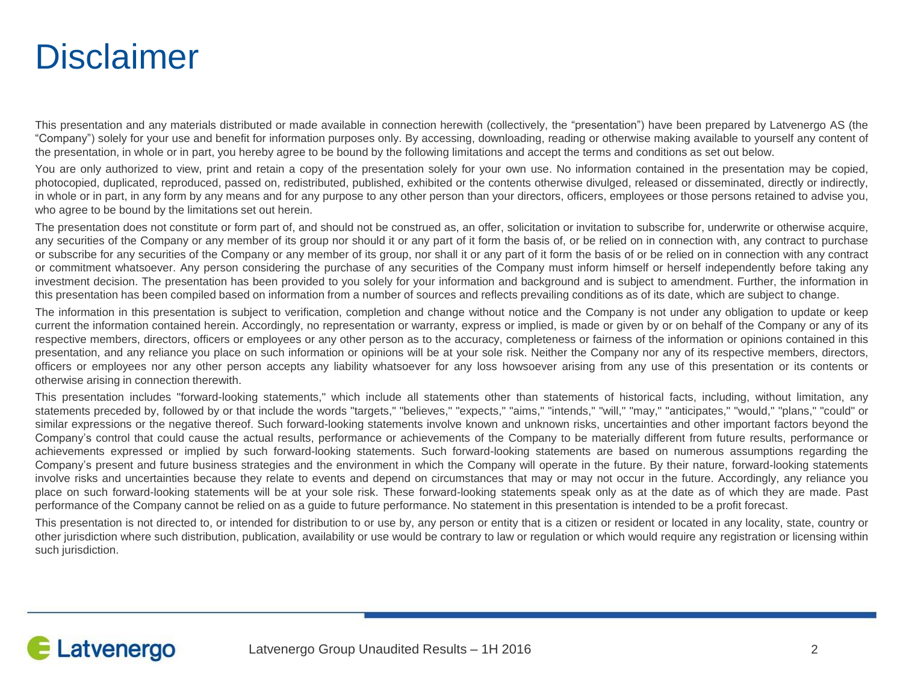# Disclaimer

This presentation and any materials distributed or made available in connection herewith (collectively, the "presentation") have been prepared by Latvenergo AS (the "Company") solely for your use and benefit for information purposes only. By accessing, downloading, reading or otherwise making available to yourself any content of the presentation, in whole or in part, you hereby agree to be bound by the following limitations and accept the terms and conditions as set out below.

You are only authorized to view, print and retain a copy of the presentation solely for your own use. No information contained in the presentation may be copied, photocopied, duplicated, reproduced, passed on, redistributed, published, exhibited or the contents otherwise divulged, released or disseminated, directly or indirectly, in whole or in part, in any form by any means and for any purpose to any other person than your directors, officers, employees or those persons retained to advise you, who agree to be bound by the limitations set out herein.

The presentation does not constitute or form part of, and should not be construed as, an offer, solicitation or invitation to subscribe for, underwrite or otherwise acquire, any securities of the Company or any member of its group nor should it or any part of it form the basis of, or be relied on in connection with, any contract to purchase or subscribe for any securities of the Company or any member of its group, nor shall it or any part of it form the basis of or be relied on in connection with any contract or commitment whatsoever. Any person considering the purchase of any securities of the Company must inform himself or herself independently before taking any investment decision. The presentation has been provided to you solely for your information and background and is subject to amendment. Further, the information in this presentation has been compiled based on information from a number of sources and reflects prevailing conditions as of its date, which are subject to change.

The information in this presentation is subject to verification, completion and change without notice and the Company is not under any obligation to update or keep current the information contained herein. Accordingly, no representation or warranty, express or implied, is made or given by or on behalf of the Company or any of its respective members, directors, officers or employees or any other person as to the accuracy, completeness or fairness of the information or opinions contained in this presentation, and any reliance you place on such information or opinions will be at your sole risk. Neither the Company nor any of its respective members, directors, officers or employees nor any other person accepts any liability whatsoever for any loss howsoever arising from any use of this presentation or its contents or otherwise arising in connection therewith.

This presentation includes "forward-looking statements," which include all statements other than statements of historical facts, including, without limitation, any statements preceded by, followed by or that include the words "targets," "believes," "expects," "aims," "intends," "will," "may," "anticipates," "would," "plans," "could" or similar expressions or the negative thereof. Such forward-looking statements involve known and unknown risks, uncertainties and other important factors beyond the Company's control that could cause the actual results, performance or achievements of the Company to be materially different from future results, performance or achievements expressed or implied by such forward-looking statements. Such forward-looking statements are based on numerous assumptions regarding the Company's present and future business strategies and the environment in which the Company will operate in the future. By their nature, forward-looking statements involve risks and uncertainties because they relate to events and depend on circumstances that may or may not occur in the future. Accordingly, any reliance you place on such forward-looking statements will be at your sole risk. These forward-looking statements speak only as at the date as of which they are made. Past performance of the Company cannot be relied on as a guide to future performance. No statement in this presentation is intended to be a profit forecast.

This presentation is not directed to, or intended for distribution to or use by, any person or entity that is a citizen or resident or located in any locality, state, country or other jurisdiction where such distribution, publication, availability or use would be contrary to law or regulation or which would require any registration or licensing within such jurisdiction.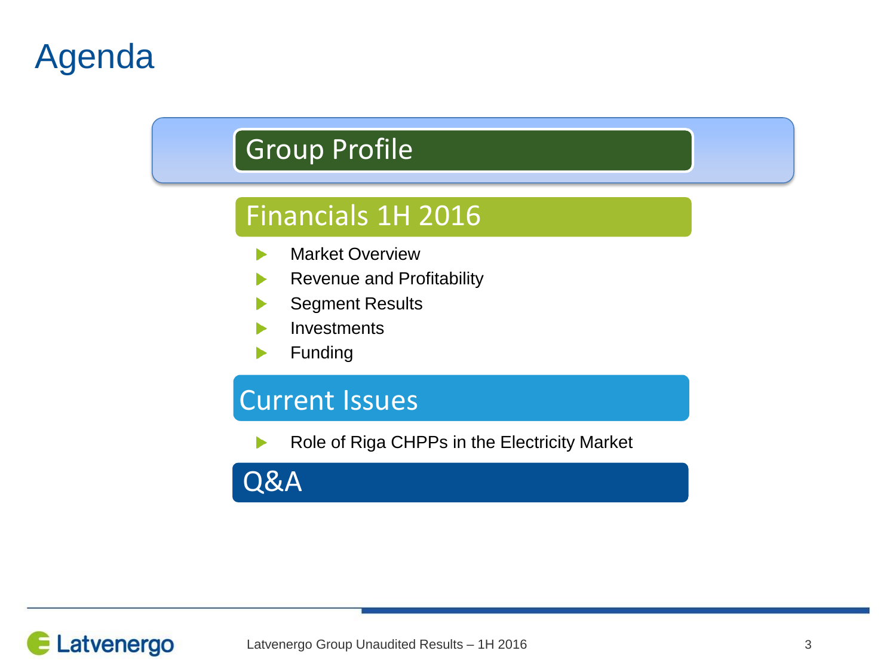# Agenda

## Group Profile

## Financials 1H 2016

- Market Overview
- Revenue and Profitability
- Segment Results
- Investments
- Funding

## Current Issues

- Role of Riga CHPPs in the Electricity Market

## Q&A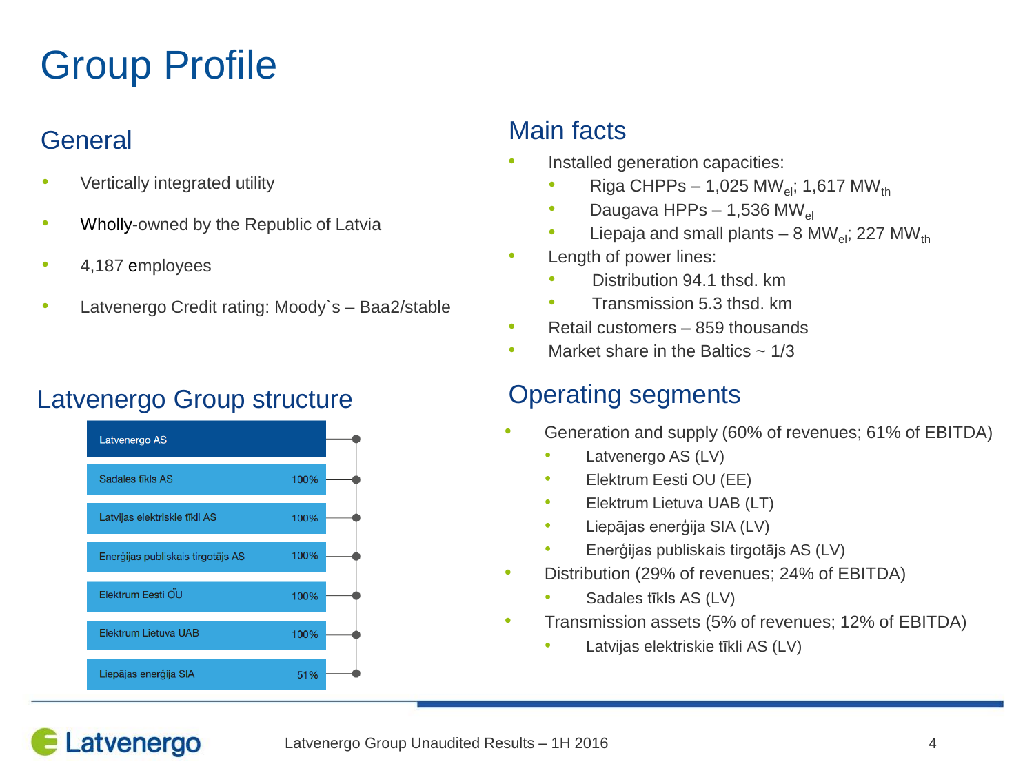# Group Profile

## General

- Vertically integrated utility
- Wholly-owned by the Republic of Latvia
- 4,187 employees
- Latvenergo Credit rating: Moody`s – Baa2/stable

## Latvenergo Group structure

| Company | Share |
|---|---|
| Latvenergo AS | |
| Sadales tīkls AS | 100% |
| Latvijas elektriskie tīkli AS | 100% |
| Enerģijas publiskais tirgotājs AS | 100% |
| Elektrum Eesti OÜ | 100% |
| Elektrum Lietuva UAB | 100% |
| Liepājas enerģija SIA | 51% |

## Main facts

- Installed generation capacities:
  - Riga CHPPs – 1,025 $MW_{el}$; 1,617 $MW_{th}$
  - Daugava HPPs – 1,536 $MW_{el}$
  - Liepaja and small plants – 8 $MW_{el}$; 227 $MW_{th}$
- Length of power lines:
  - Distribution 94.1 thsd. km
  - Transmission 5.3 thsd. km
- Retail customers – 859 thousands
- Market share in the Baltics ~ 1/3

## Operating segments

- Generation and supply (60% of revenues; 61% of EBITDA)
  - Latvenergo AS (LV)
  - Elektrum Eesti OU (EE)
  - Elektrum Lietuva UAB (LT)
  - Liepājas enerģija SIA (LV)
  - Enerģijas publiskais tirgotājs AS (LV)
- Distribution (29% of revenues; 24% of EBITDA)
  - Sadales tīkls AS (LV)
- Transmission assets (5% of revenues; 12% of EBITDA)
  - Latvijas elektriskie tīkli AS (LV)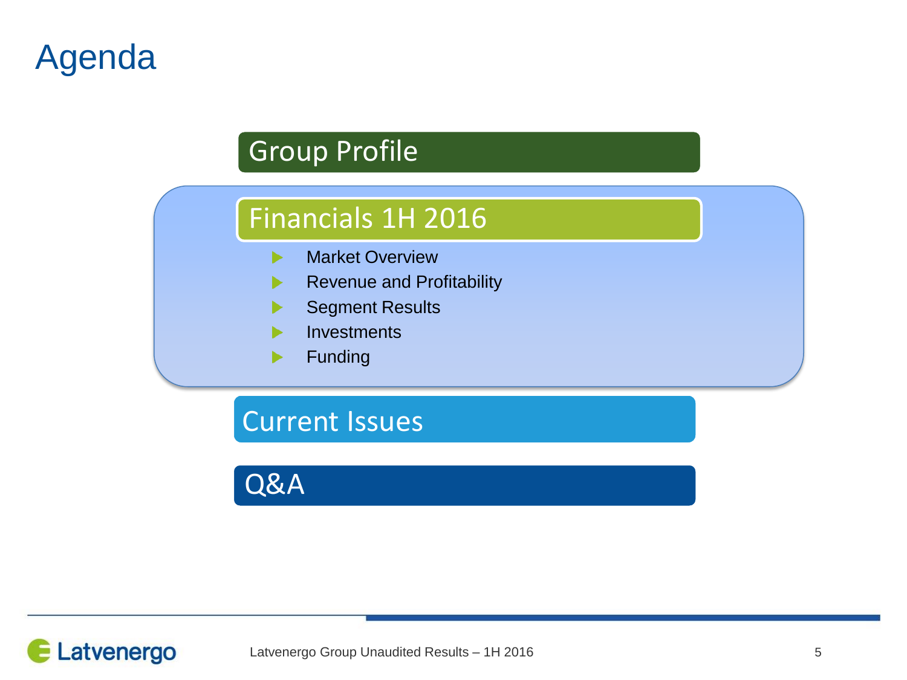# Agenda

## Group Profile

## Financials 1H 2016

- Market Overview
- Revenue and Profitability
- Segment Results
- Investments
- Funding

## Current Issues

## Q&A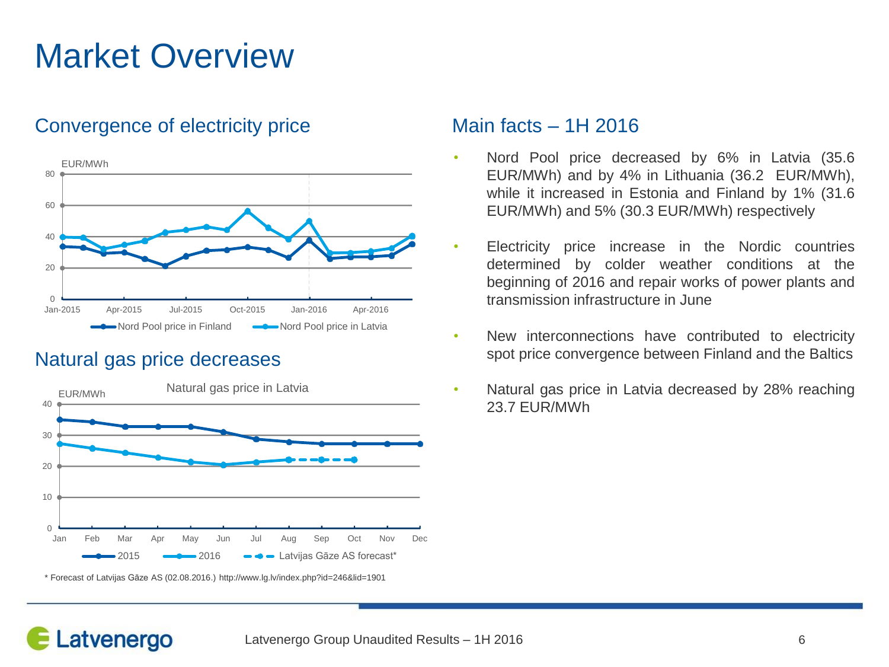# Market Overview

## Convergence of electricity price

EUR/MWh

Nord Pool price in Finland — Nord Pool price in Latvia

## Natural gas price decreases

Natural gas price in Latvia

EUR/MWh

2015 — 2016 — Latvijas Gāze AS forecast*

\* Forecast of Latvijas Gāze AS (02.08.2016.) http://www.lg.lv/index.php?id=246&lid=1901

## Main facts – 1H 2016

- Nord Pool price decreased by 6% in Latvia (35.6 EUR/MWh) and by 4% in Lithuania (36.2 EUR/MWh), while it increased in Estonia and Finland by 1% (31.6 EUR/MWh) and 5% (30.3 EUR/MWh) respectively
- Electricity price increase in the Nordic countries determined by colder weather conditions at the beginning of 2016 and repair works of power plants and transmission infrastructure in June
- New interconnections have contributed to electricity spot price convergence between Finland and the Baltics
- Natural gas price in Latvia decreased by 28% reaching 23.7 EUR/MWh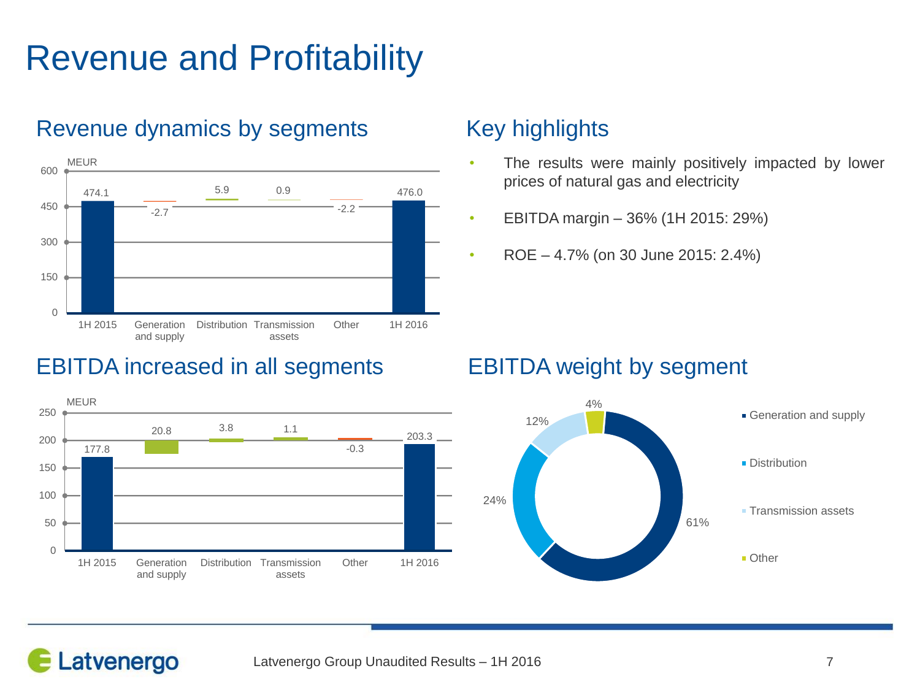# Revenue and Profitability

## Revenue dynamics by segments

MEUR

| | 1H 2015 | Generation and supply | Distribution | Transmission assets | Other | 1H 2016 |
|---|---|---|---|---|---|---|
| MEUR | 474.1 | -2.7 | 5.9 | 0.9 | -2.2 | 476.0 |

## Key highlights

- The results were mainly positively impacted by lower prices of natural gas and electricity
- EBITDA margin – 36% (1H 2015: 29%)
- ROE – 4.7% (on 30 June 2015: 2.4%)

## EBITDA increased in all segments

MEUR

| | 1H 2015 | Generation and supply | Distribution | Transmission assets | Other | 1H 2016 |
|---|---|---|---|---|---|---|
| MEUR | 177.8 | 20.8 | 3.8 | 1.1 | -0.3 | 203.3 |

## EBITDA weight by segment

| Segment | Weight |
|---|---|
| Generation and supply | 61% |
| Distribution | 24% |
| Transmission assets | 12% |
| Other | 4% |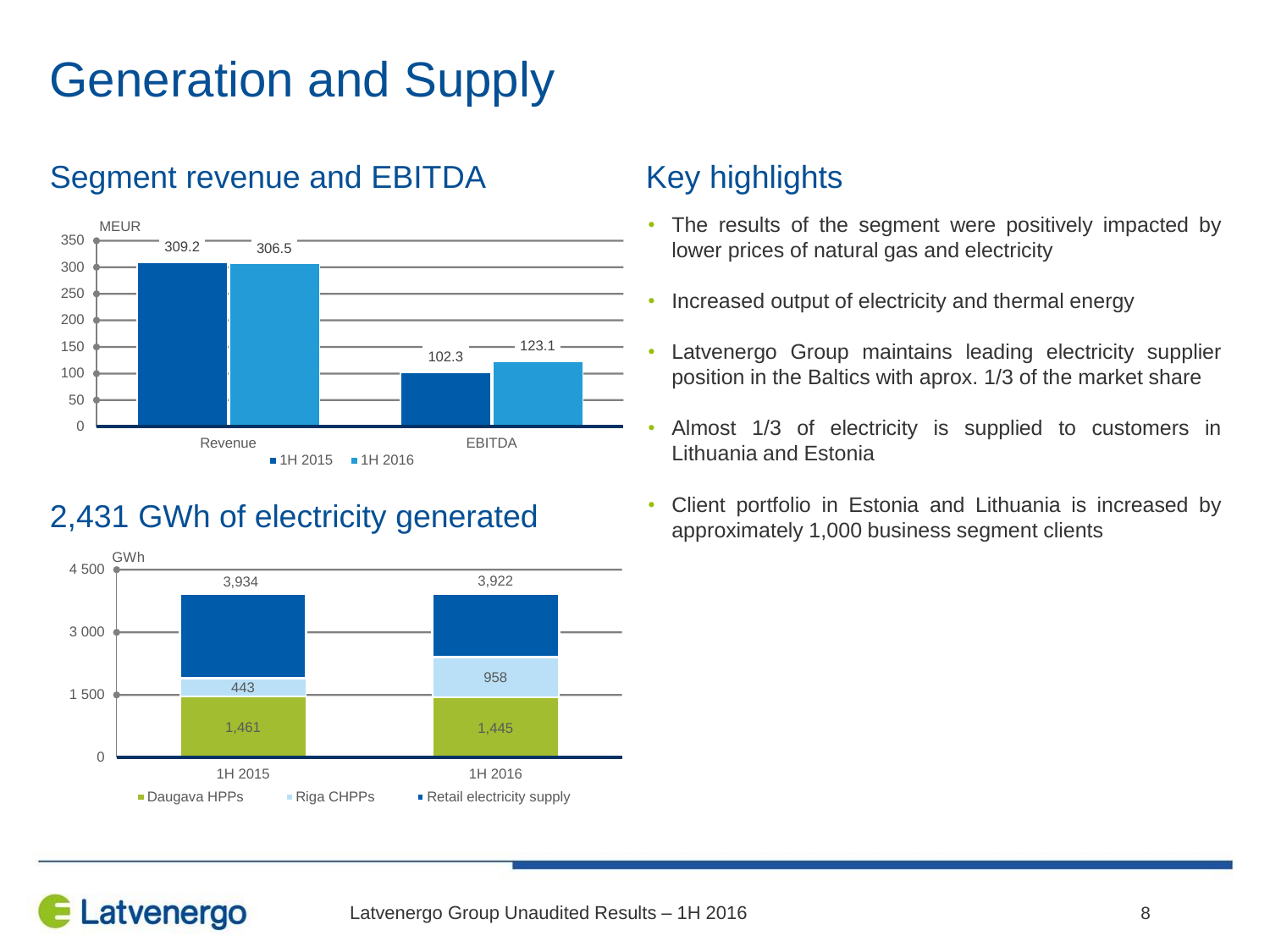# Generation and Supply

## Segment revenue and EBITDA

MEUR

| | 1H 2015 | 1H 2016 |
|---|---|---|
| Revenue | 309.2 | 306.5 |
| EBITDA | 102.3 | 123.1 |

## 2,431 GWh of electricity generated

GWh

| | Daugava HPPs | Riga CHPPs | Retail electricity supply (total) |
|---|---|---|---|
| 1H 2015 | 1,461 | 443 | 3,934 |
| 1H 2016 | 1,445 | 958 | 3,922 |

## Key highlights

- The results of the segment were positively impacted by lower prices of natural gas and electricity
- Increased output of electricity and thermal energy
- Latvenergo Group maintains leading electricity supplier position in the Baltics with aprox. 1/3 of the market share
- Almost 1/3 of electricity is supplied to customers in Lithuania and Estonia
- Client portfolio in Estonia and Lithuania is increased by approximately 1,000 business segment clients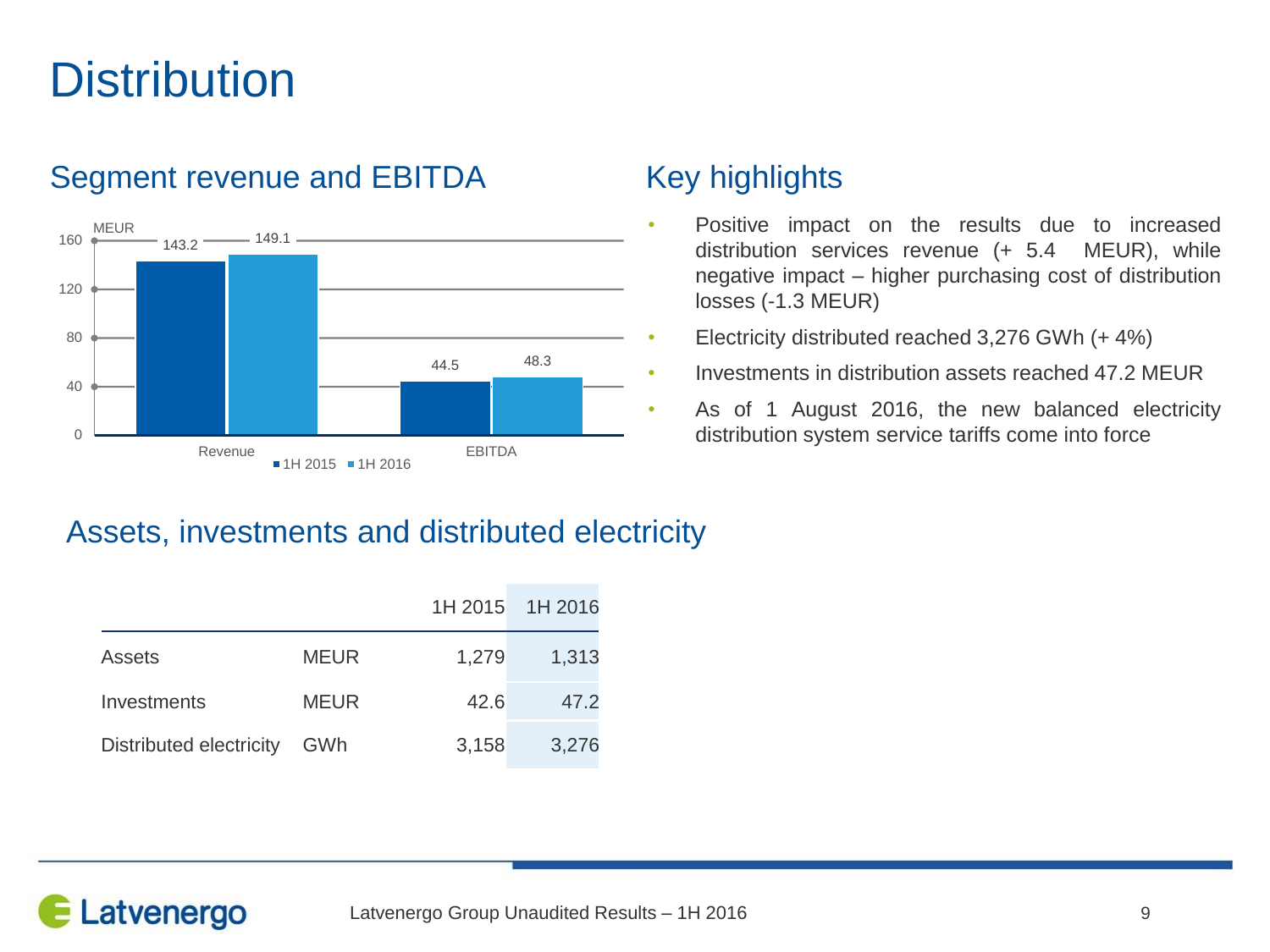# Distribution

## Segment revenue and EBITDA

MEUR

| | 1H 2015 | 1H 2016 |
|---|---|---|
| Revenue | 143.2 | 149.1 |
| EBITDA | 44.5 | 48.3 |

## Key highlights

- Positive impact on the results due to increased distribution services revenue (+ 5.4 MEUR), while negative impact – higher purchasing cost of distribution losses (-1.3 MEUR)
- Electricity distributed reached 3,276 GWh (+ 4%)
- Investments in distribution assets reached 47.2 MEUR
- As of 1 August 2016, the new balanced electricity distribution system service tariffs come into force

## Assets, investments and distributed electricity

| | | 1H 2015 | 1H 2016 |
|---|---|---|---|
| Assets | MEUR | 1,279 | 1,313 |
| Investments | MEUR | 42.6 | 47.2 |
| Distributed electricity | GWh | 3,158 | 3,276 |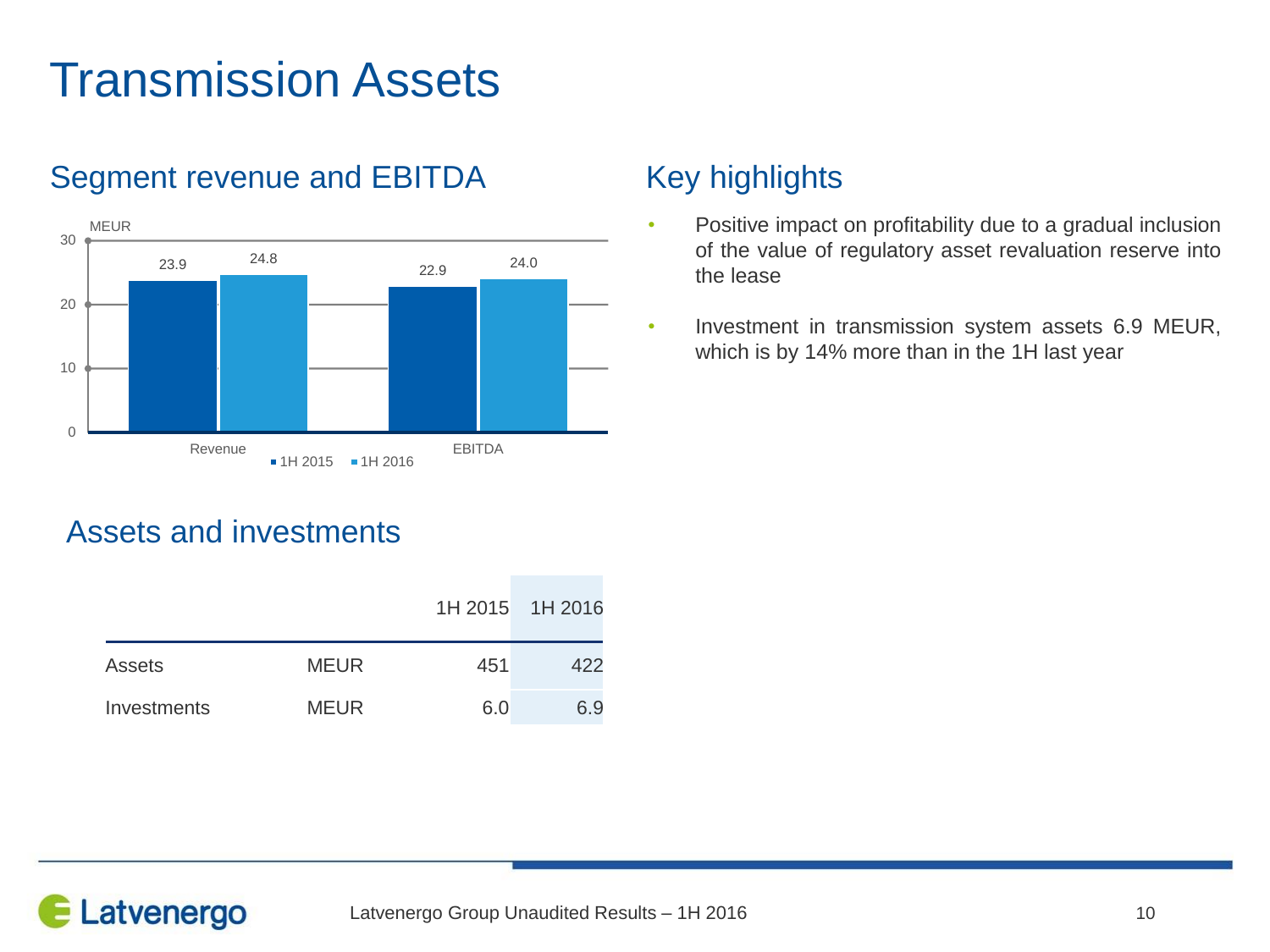# Transmission Assets

## Segment revenue and EBITDA

MEUR

| | 1H 2015 | 1H 2016 |
|---|---|---|
| Revenue | 23.9 | 24.8 |
| EBITDA | 22.9 | 24.0 |

## Key highlights

- Positive impact on profitability due to a gradual inclusion of the value of regulatory asset revaluation reserve into the lease
- Investment in transmission system assets 6.9 MEUR, which is by 14% more than in the 1H last year

## Assets and investments

| | | 1H 2015 | 1H 2016 |
|---|---|---|---|
| Assets | MEUR | 451 | 422 |
| Investments | MEUR | 6.0 | 6.9 |

Latvenergo Group Unaudited Results – 1H 2016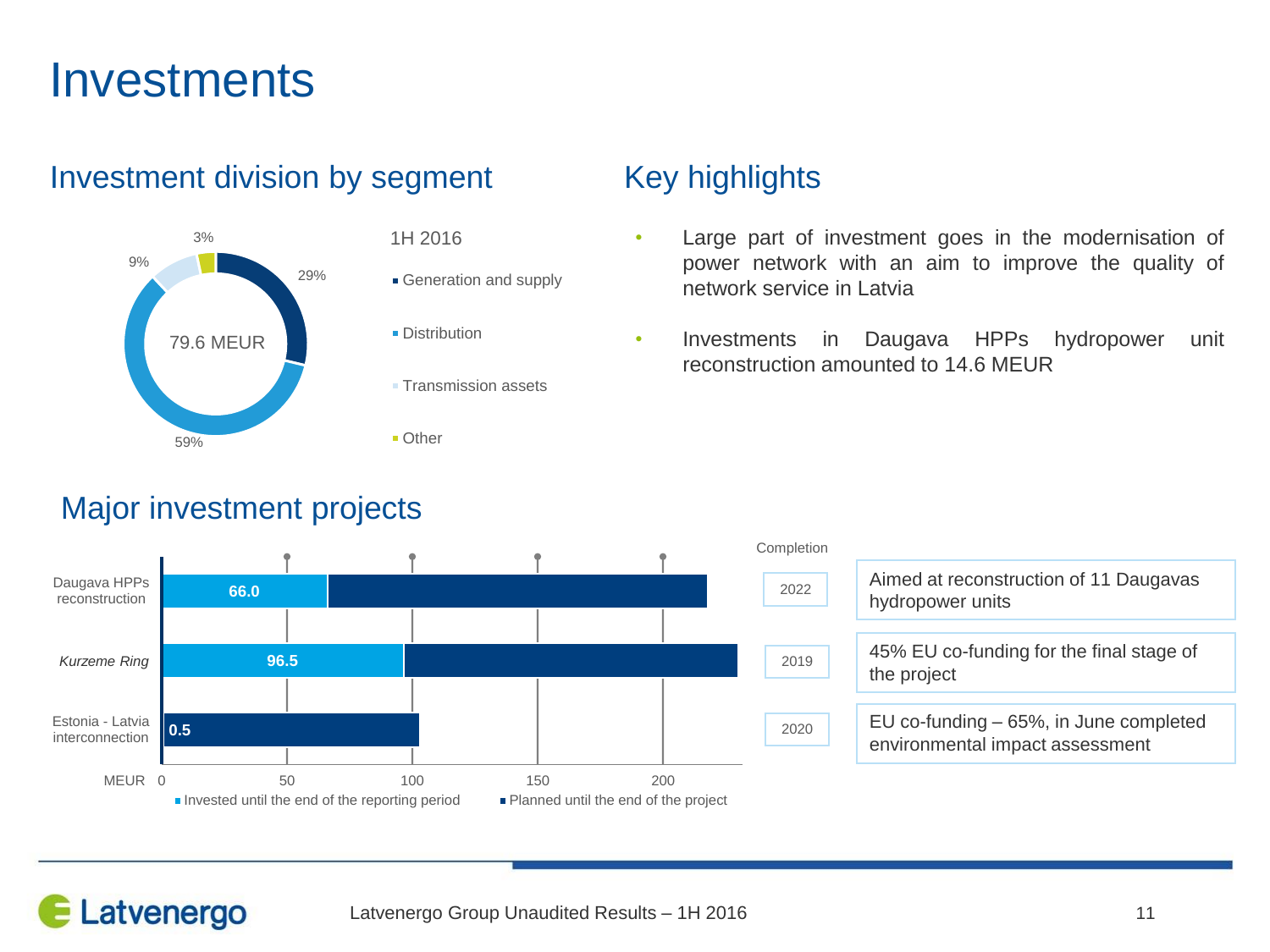# Investments

## Investment division by segment

**1H 2016** — Total: 79.6 MEUR

| Segment | Share |
|---|---|
| Generation and supply | 29% |
| Distribution | 59% |
| Transmission assets | 9% |
| Other | 3% |

## Key highlights

- Large part of investment goes in the modernisation of power network with an aim to improve the quality of network service in Latvia
- Investments in Daugava HPPs hydropower unit reconstruction amounted to 14.6 MEUR

## Major investment projects

| Project | Invested until the end of the reporting period (MEUR) | Completion | Comment |
|---|---|---|---|
| Daugava HPPs reconstruction | 66.0 | 2022 | Aimed at reconstruction of 11 Daugavas hydropower units |
| *Kurzeme Ring* | 96.5 | 2019 | 45% EU co-funding for the final stage of the project |
| Estonia - Latvia interconnection | 0.5 | 2020 | EU co-funding – 65%, in June completed environmental impact assessment |

Legend: ▪ Invested until the end of the reporting period ▪ Planned until the end of the project (MEUR)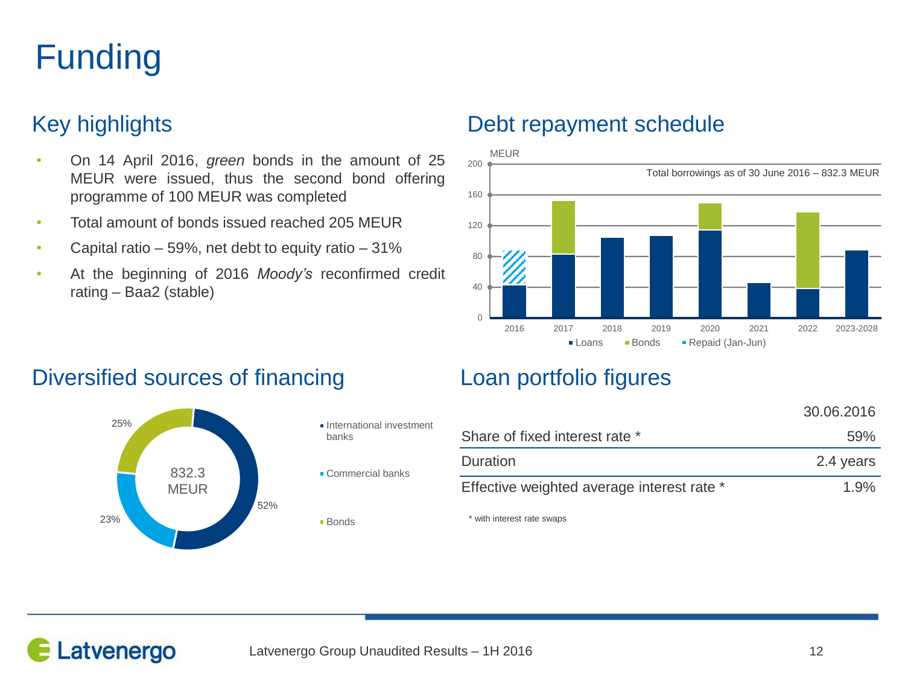# Funding

## Key highlights

- On 14 April 2016, *green* bonds in the amount of 25 MEUR were issued, thus the second bond offering programme of 100 MEUR was completed
- Total amount of bonds issued reached 205 MEUR
- Capital ratio – 59%, net debt to equity ratio – 31%
- At the beginning of 2016 *Moody's* reconfirmed credit rating – Baa2 (stable)

## Debt repayment schedule

MEUR

Total borrowings as of 30 June 2016 – 832.3 MEUR

Axis: 0, 40, 80, 120, 160, 200

2016, 2017, 2018, 2019, 2020, 2021, 2022, 2023-2028

■ Loans ■ Bonds ■ Repaid (Jan-Jun)

## Diversified sources of financing

832.3 MEUR

- International investment banks – 52%
- Commercial banks – 23%
- Bonds – 25%

## Loan portfolio figures

| | 30.06.2016 |
|---|---|
| Share of fixed interest rate * | 59% |
| Duration | 2.4 years |
| Effective weighted average interest rate * | 1.9% |

\* with interest rate swaps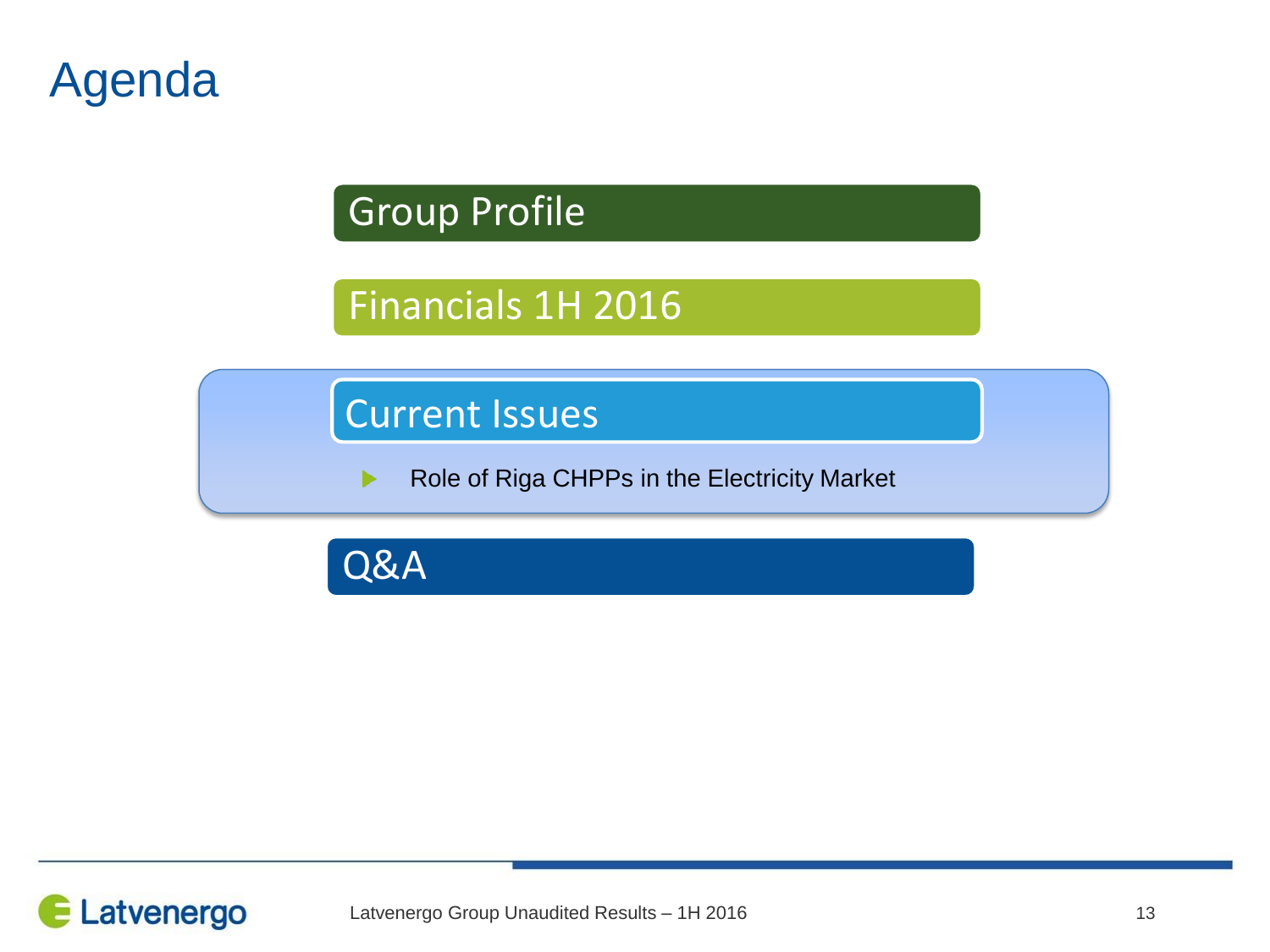# Agenda

## Group Profile

## Financials 1H 2016

## Current Issues

- Role of Riga CHPPs in the Electricity Market

## Q&A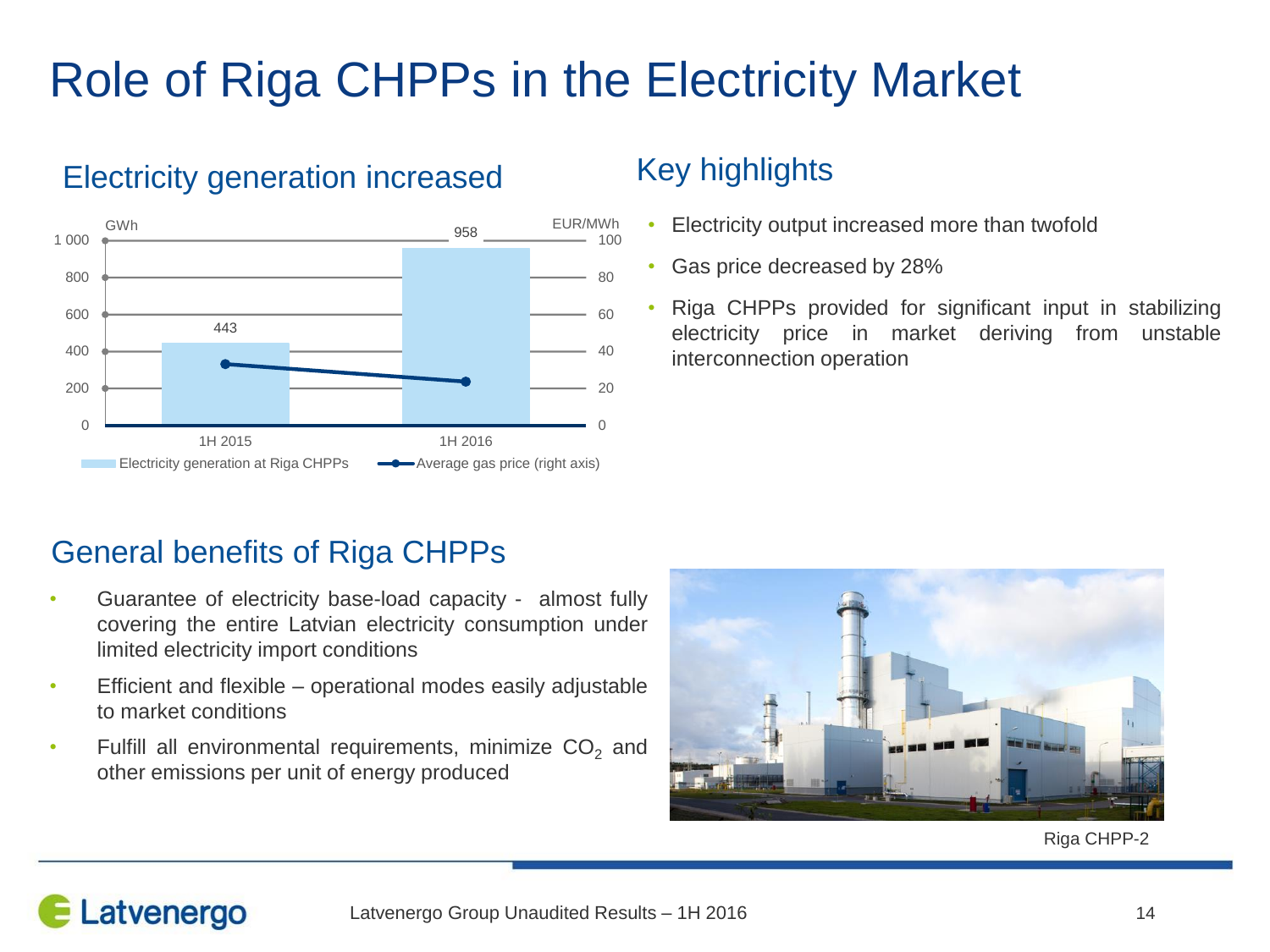# Role of Riga CHPPs in the Electricity Market

## Electricity generation increased

| | Electricity generation at Riga CHPPs (GWh) | Average gas price (right axis, EUR/MWh) |
|---|---|---|
| 1H 2015 | 443 | |
| 1H 2016 | 958 | |

## Key highlights

- Electricity output increased more than twofold
- Gas price decreased by 28%
- Riga CHPPs provided for significant input in stabilizing electricity price in market deriving from unstable interconnection operation

## General benefits of Riga CHPPs

- Guarantee of electricity base-load capacity - almost fully covering the entire Latvian electricity consumption under limited electricity import conditions
- Efficient and flexible – operational modes easily adjustable to market conditions
- Fulfill all environmental requirements, minimize $CO_2$ and other emissions per unit of energy produced

Riga CHPP-2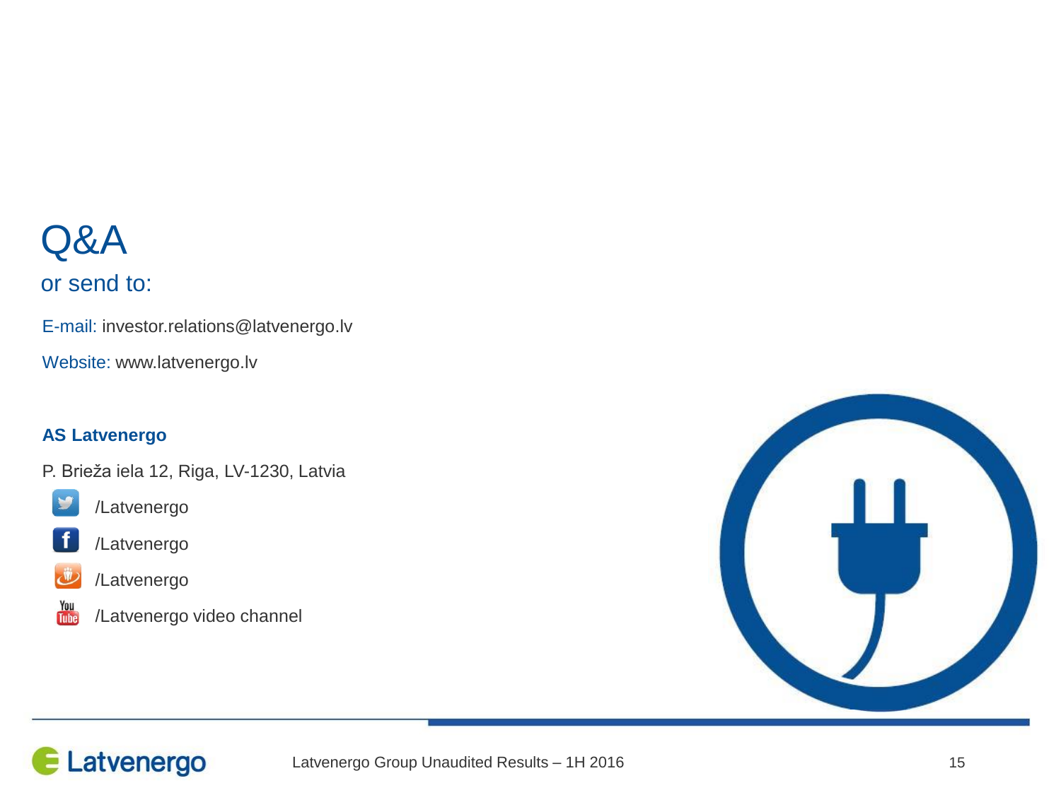# Q&A

## or send to:

E-mail: investor.relations@latvenergo.lv

Website: www.latvenergo.lv

**AS Latvenergo**

P. Brieža iela 12, Riga, LV-1230, Latvia

/Latvenergo

/Latvenergo

/Latvenergo

/Latvenergo video channel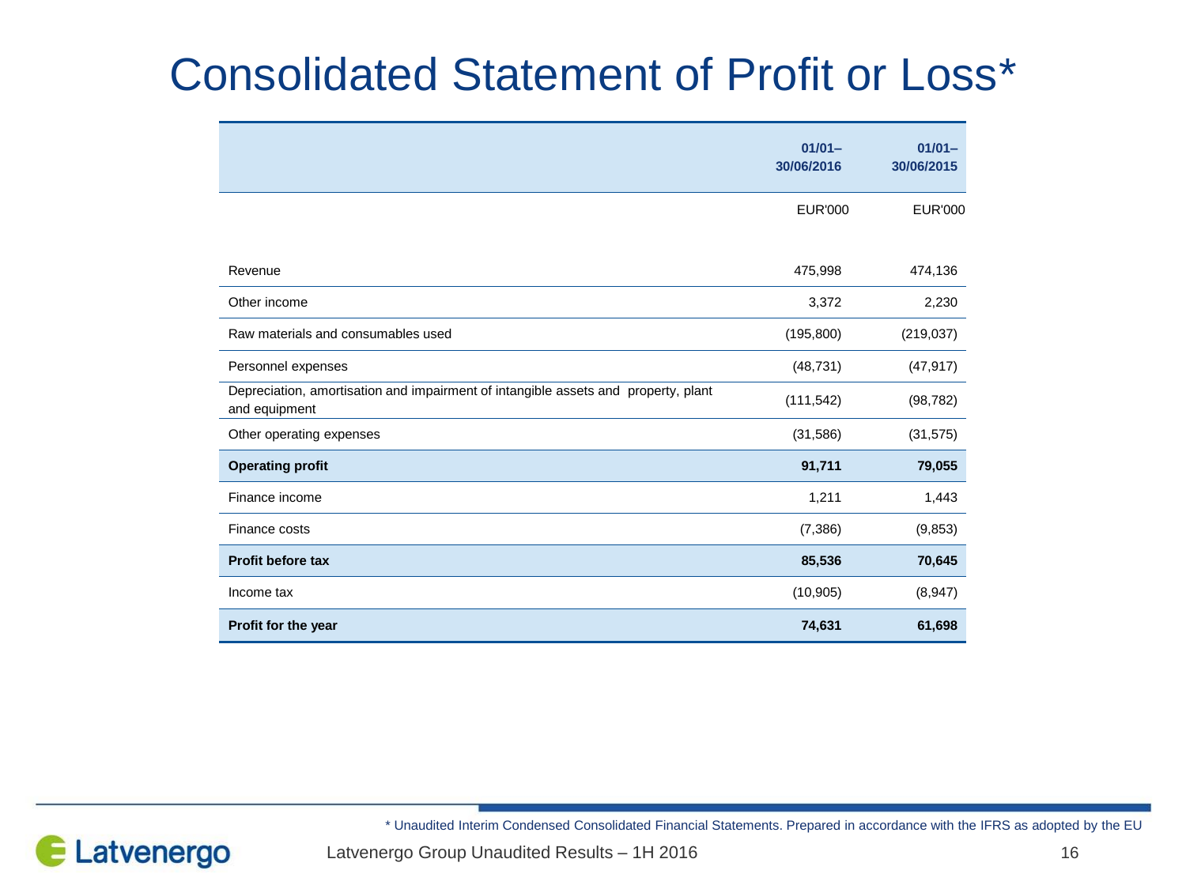# Consolidated Statement of Profit or Loss*

| | 01/01–30/06/2016 | 01/01–30/06/2015 |
|---|---|---|
| | EUR'000 | EUR'000 |
| Revenue | 475,998 | 474,136 |
| Other income | 3,372 | 2,230 |
| Raw materials and consumables used | (195,800) | (219,037) |
| Personnel expenses | (48,731) | (47,917) |
| Depreciation, amortisation and impairment of intangible assets and property, plant and equipment | (111,542) | (98,782) |
| Other operating expenses | (31,586) | (31,575) |
| **Operating profit** | **91,711** | **79,055** |
| Finance income | 1,211 | 1,443 |
| Finance costs | (7,386) | (9,853) |
| **Profit before tax** | **85,536** | **70,645** |
| Income tax | (10,905) | (8,947) |
| **Profit for the year** | **74,631** | **61,698** |

\* Unaudited Interim Condensed Consolidated Financial Statements. Prepared in accordance with the IFRS as adopted by the EU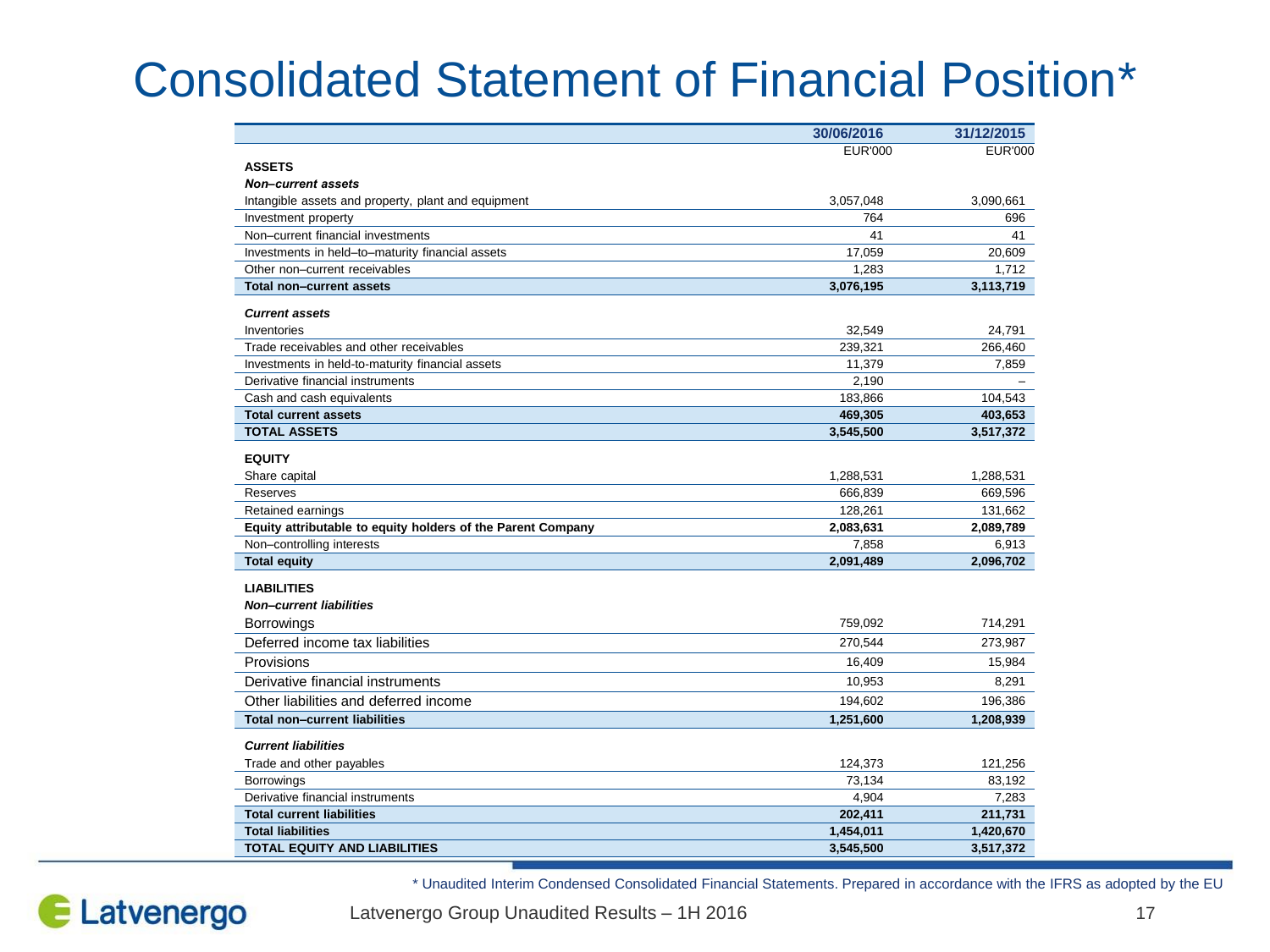# Consolidated Statement of Financial Position*

| | 30/06/2016 | 31/12/2015 |
|---|---|---|
| | EUR'000 | EUR'000 |
| **ASSETS** | | |
| ***Non–current assets*** | | |
| Intangible assets and property, plant and equipment | 3,057,048 | 3,090,661 |
| Investment property | 764 | 696 |
| Non–current financial investments | 41 | 41 |
| Investments in held–to–maturity financial assets | 17,059 | 20,609 |
| Other non–current receivables | 1,283 | 1,712 |
| **Total non–current assets** | **3,076,195** | **3,113,719** |
| ***Current assets*** | | |
| Inventories | 32,549 | 24,791 |
| Trade receivables and other receivables | 239,321 | 266,460 |
| Investments in held-to-maturity financial assets | 11,379 | 7,859 |
| Derivative financial instruments | 2,190 | – |
| Cash and cash equivalents | 183,866 | 104,543 |
| **Total current assets** | **469,305** | **403,653** |
| **TOTAL ASSETS** | **3,545,500** | **3,517,372** |
| **EQUITY** | | |
| Share capital | 1,288,531 | 1,288,531 |
| Reserves | 666,839 | 669,596 |
| Retained earnings | 128,261 | 131,662 |
| **Equity attributable to equity holders of the Parent Company** | **2,083,631** | **2,089,789** |
| Non–controlling interests | 7,858 | 6,913 |
| **Total equity** | **2,091,489** | **2,096,702** |
| **LIABILITIES** | | |
| ***Non–current liabilities*** | | |
| Borrowings | 759,092 | 714,291 |
| Deferred income tax liabilities | 270,544 | 273,987 |
| Provisions | 16,409 | 15,984 |
| Derivative financial instruments | 10,953 | 8,291 |
| Other liabilities and deferred income | 194,602 | 196,386 |
| **Total non–current liabilities** | **1,251,600** | **1,208,939** |
| ***Current liabilities*** | | |
| Trade and other payables | 124,373 | 121,256 |
| Borrowings | 73,134 | 83,192 |
| Derivative financial instruments | 4,904 | 7,283 |
| **Total current liabilities** | **202,411** | **211,731** |
| **Total liabilities** | **1,454,011** | **1,420,670** |
| **TOTAL EQUITY AND LIABILITIES** | **3,545,500** | **3,517,372** |

* Unaudited Interim Condensed Consolidated Financial Statements. Prepared in accordance with the IFRS as adopted by the EU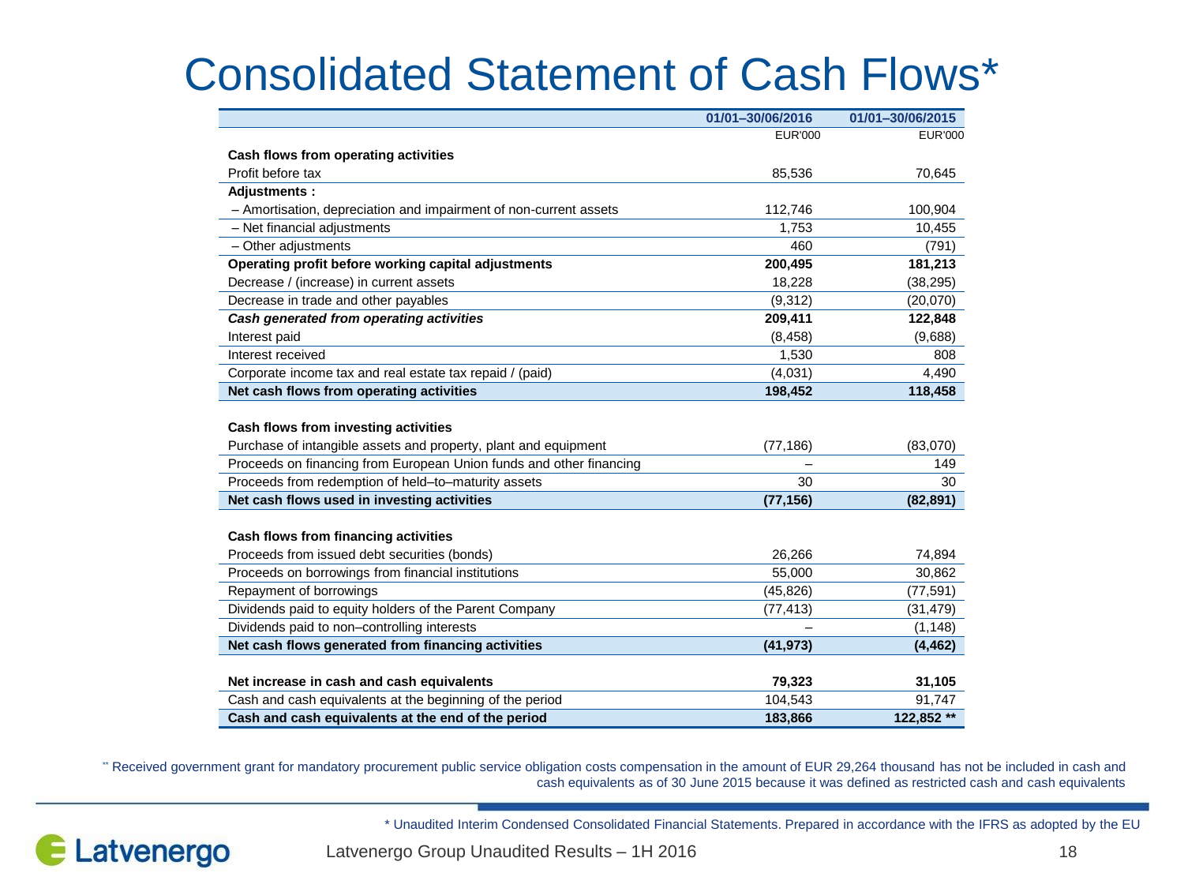# Consolidated Statement of Cash Flows*

| | 01/01–30/06/2016 | 01/01–30/06/2015 |
|---|---|---|
| | EUR'000 | EUR'000 |
| **Cash flows from operating activities** | | |
| Profit before tax | 85,536 | 70,645 |
| **Adjustments :** | | |
| – Amortisation, depreciation and impairment of non-current assets | 112,746 | 100,904 |
| – Net financial adjustments | 1,753 | 10,455 |
| – Other adjustments | 460 | (791) |
| **Operating profit before working capital adjustments** | **200,495** | **181,213** |
| Decrease / (increase) in current assets | 18,228 | (38,295) |
| Decrease in trade and other payables | (9,312) | (20,070) |
| ***Cash generated from operating activities*** | **209,411** | **122,848** |
| Interest paid | (8,458) | (9,688) |
| Interest received | 1,530 | 808 |
| Corporate income tax and real estate tax repaid / (paid) | (4,031) | 4,490 |
| **Net cash flows from operating activities** | **198,452** | **118,458** |
| | | |
| **Cash flows from investing activities** | | |
| Purchase of intangible assets and property, plant and equipment | (77,186) | (83,070) |
| Proceeds on financing from European Union funds and other financing | – | 149 |
| Proceeds from redemption of held–to–maturity assets | 30 | 30 |
| **Net cash flows used in investing activities** | **(77,156)** | **(82,891)** |
| | | |
| **Cash flows from financing activities** | | |
| Proceeds from issued debt securities (bonds) | 26,266 | 74,894 |
| Proceeds on borrowings from financial institutions | 55,000 | 30,862 |
| Repayment of borrowings | (45,826) | (77,591) |
| Dividends paid to equity holders of the Parent Company | (77,413) | (31,479) |
| Dividends paid to non–controlling interests | – | (1,148) |
| **Net cash flows generated from financing activities** | **(41,973)** | **(4,462)** |
| | | |
| **Net increase in cash and cash equivalents** | **79,323** | **31,105** |
| Cash and cash equivalents at the beginning of the period | 104,543 | 91,747 |
| **Cash and cash equivalents at the end of the period** | **183,866** | **122,852 \*\*** |

** Received government grant for mandatory procurement public service obligation costs compensation in the amount of EUR 29,264 thousand has not be included in cash and cash equivalents as of 30 June 2015 because it was defined as restricted cash and cash equivalents

* Unaudited Interim Condensed Consolidated Financial Statements. Prepared in accordance with the IFRS as adopted by the EU